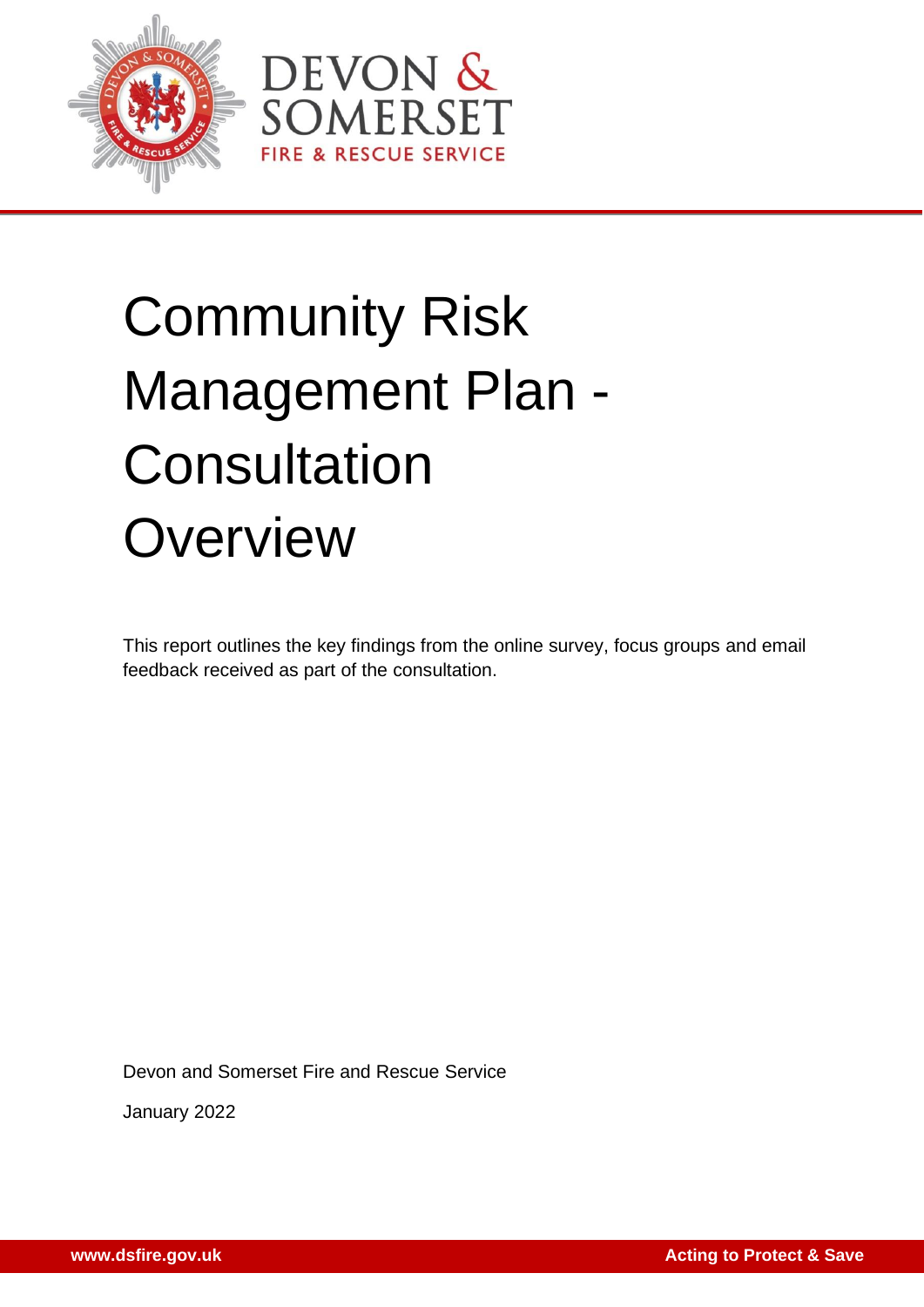# Community Risk Management Plan - Consultation Overview

This report outlines the key findings from the online survey, focus groups and email feedback received as part of the consultation.

Devon and Somerset Fire and Rescue Service

January 2022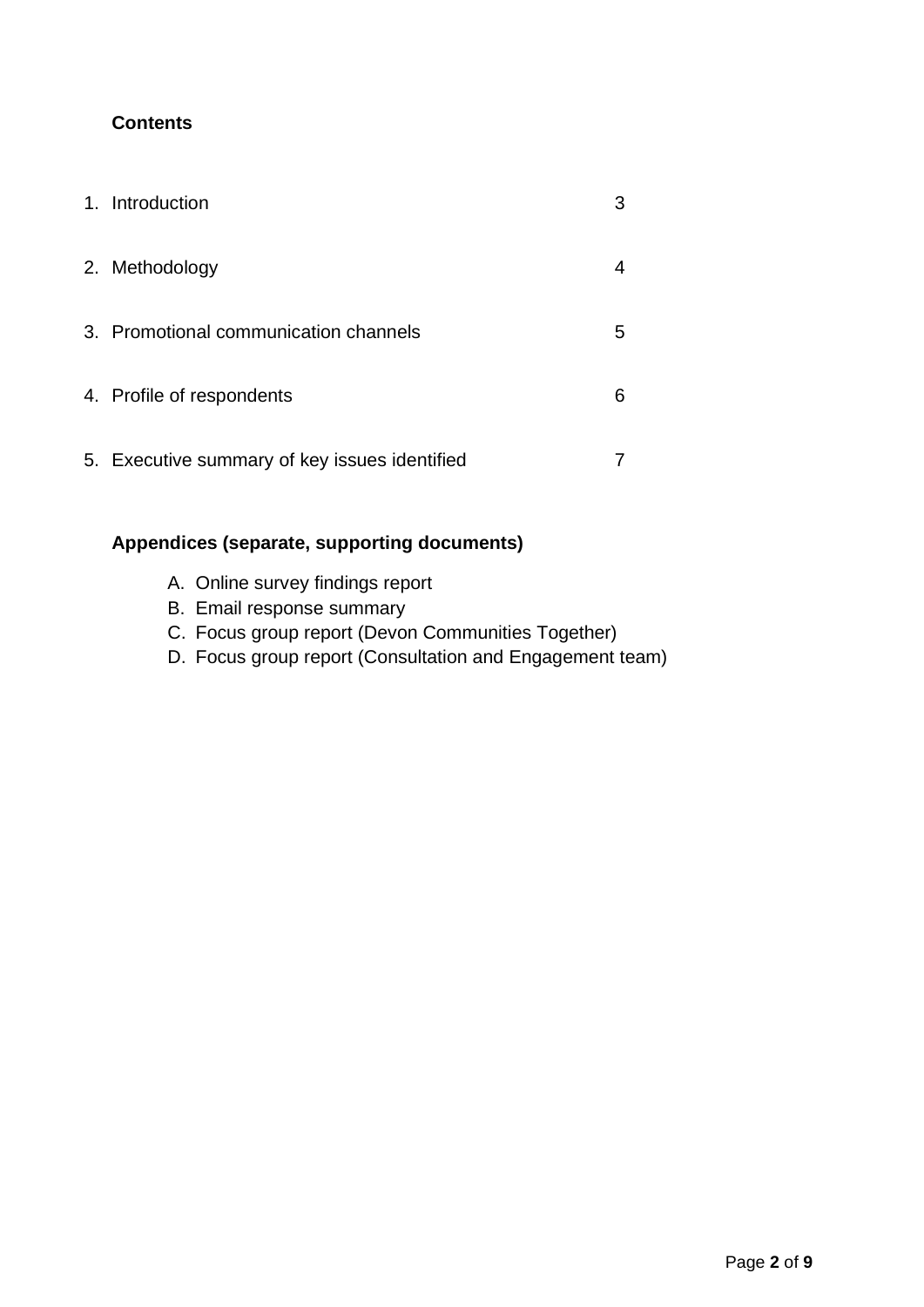## Contents

| | |
|---|---|
| 1. Introduction | 3 |
| 2. Methodology | 4 |
| 3. Promotional communication channels | 5 |
| 4. Profile of respondents | 6 |
| 5. Executive summary of key issues identified | 7 |

**Appendices (separate, supporting documents)**

A. Online survey findings report
B. Email response summary
C. Focus group report (Devon Communities Together)
D. Focus group report (Consultation and Engagement team)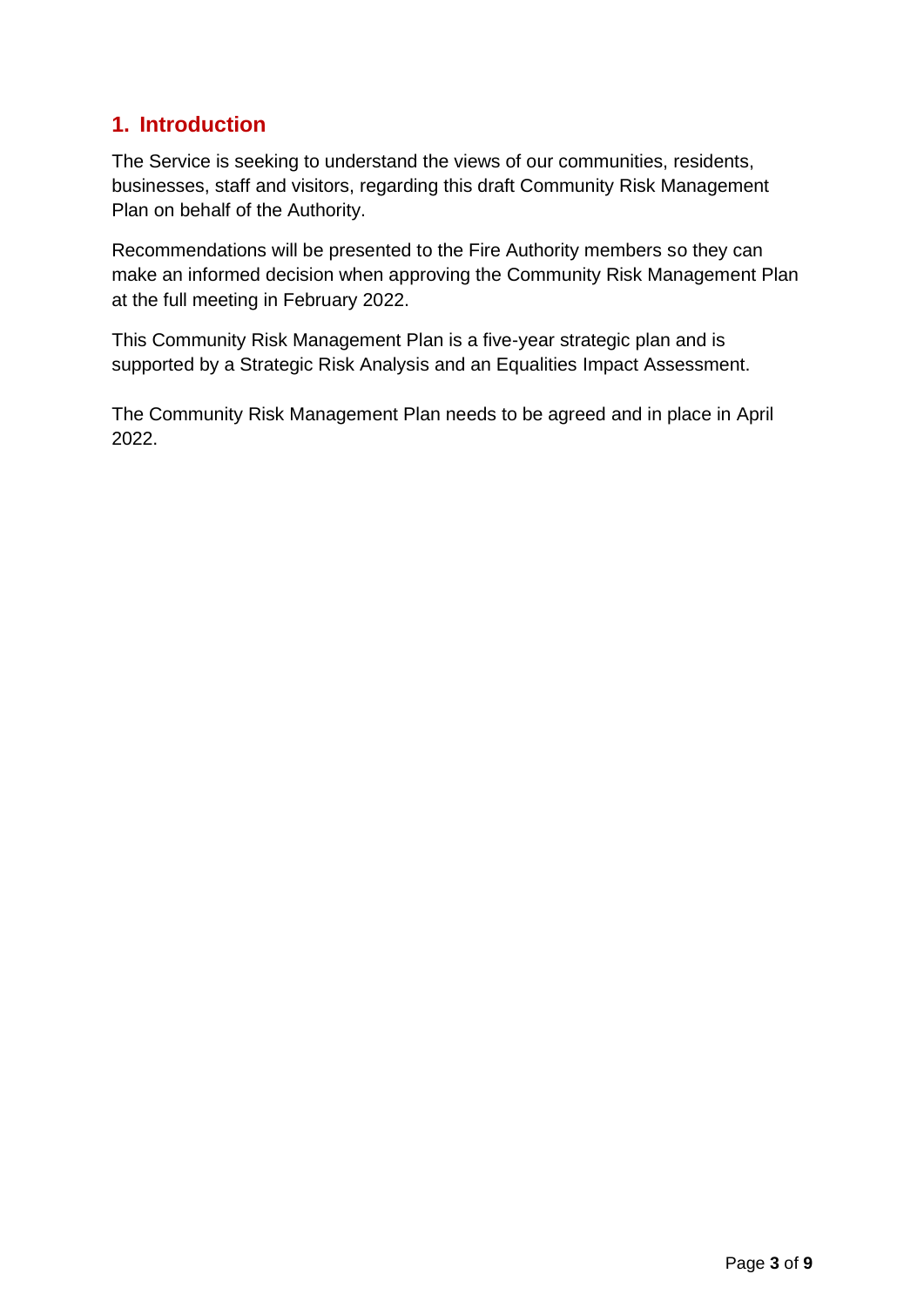## 1. Introduction

The Service is seeking to understand the views of our communities, residents, businesses, staff and visitors, regarding this draft Community Risk Management Plan on behalf of the Authority.

Recommendations will be presented to the Fire Authority members so they can make an informed decision when approving the Community Risk Management Plan at the full meeting in February 2022.

This Community Risk Management Plan is a five-year strategic plan and is supported by a Strategic Risk Analysis and an Equalities Impact Assessment.

The Community Risk Management Plan needs to be agreed and in place in April 2022.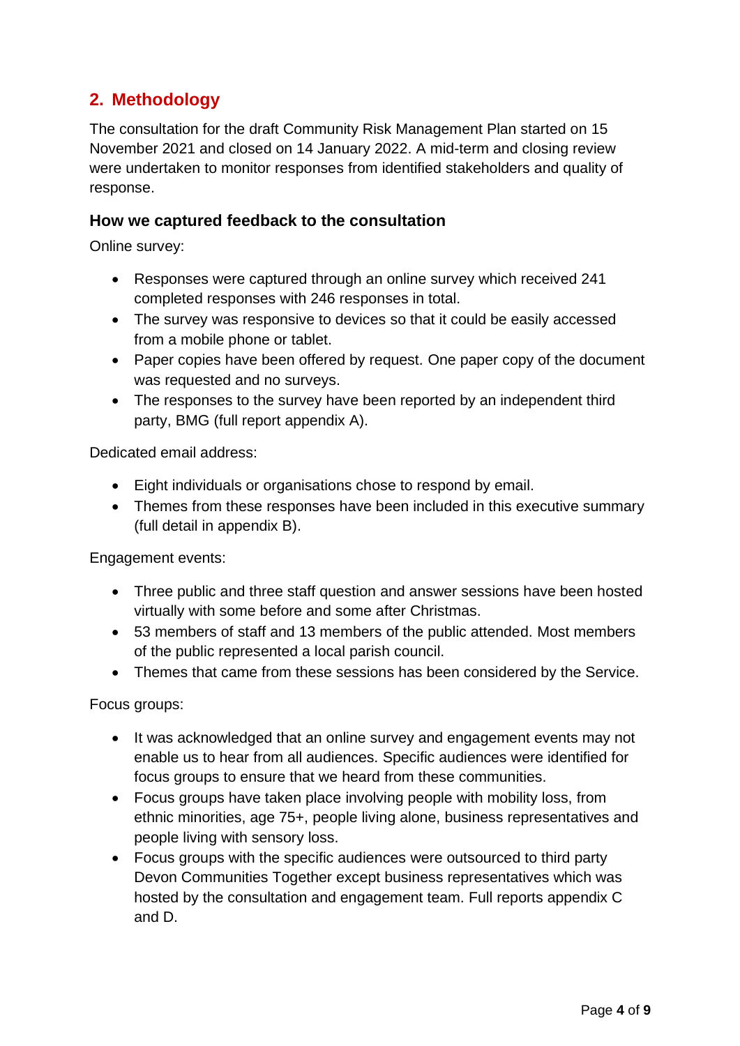## 2. Methodology

The consultation for the draft Community Risk Management Plan started on 15 November 2021 and closed on 14 January 2022. A mid-term and closing review were undertaken to monitor responses from identified stakeholders and quality of response.

### How we captured feedback to the consultation

Online survey:

- Responses were captured through an online survey which received 241 completed responses with 246 responses in total.
- The survey was responsive to devices so that it could be easily accessed from a mobile phone or tablet.
- Paper copies have been offered by request. One paper copy of the document was requested and no surveys.
- The responses to the survey have been reported by an independent third party, BMG (full report appendix A).

Dedicated email address:

- Eight individuals or organisations chose to respond by email.
- Themes from these responses have been included in this executive summary (full detail in appendix B).

Engagement events:

- Three public and three staff question and answer sessions have been hosted virtually with some before and some after Christmas.
- 53 members of staff and 13 members of the public attended. Most members of the public represented a local parish council.
- Themes that came from these sessions has been considered by the Service.

Focus groups:

- It was acknowledged that an online survey and engagement events may not enable us to hear from all audiences. Specific audiences were identified for focus groups to ensure that we heard from these communities.
- Focus groups have taken place involving people with mobility loss, from ethnic minorities, age 75+, people living alone, business representatives and people living with sensory loss.
- Focus groups with the specific audiences were outsourced to third party Devon Communities Together except business representatives which was hosted by the consultation and engagement team. Full reports appendix C and D.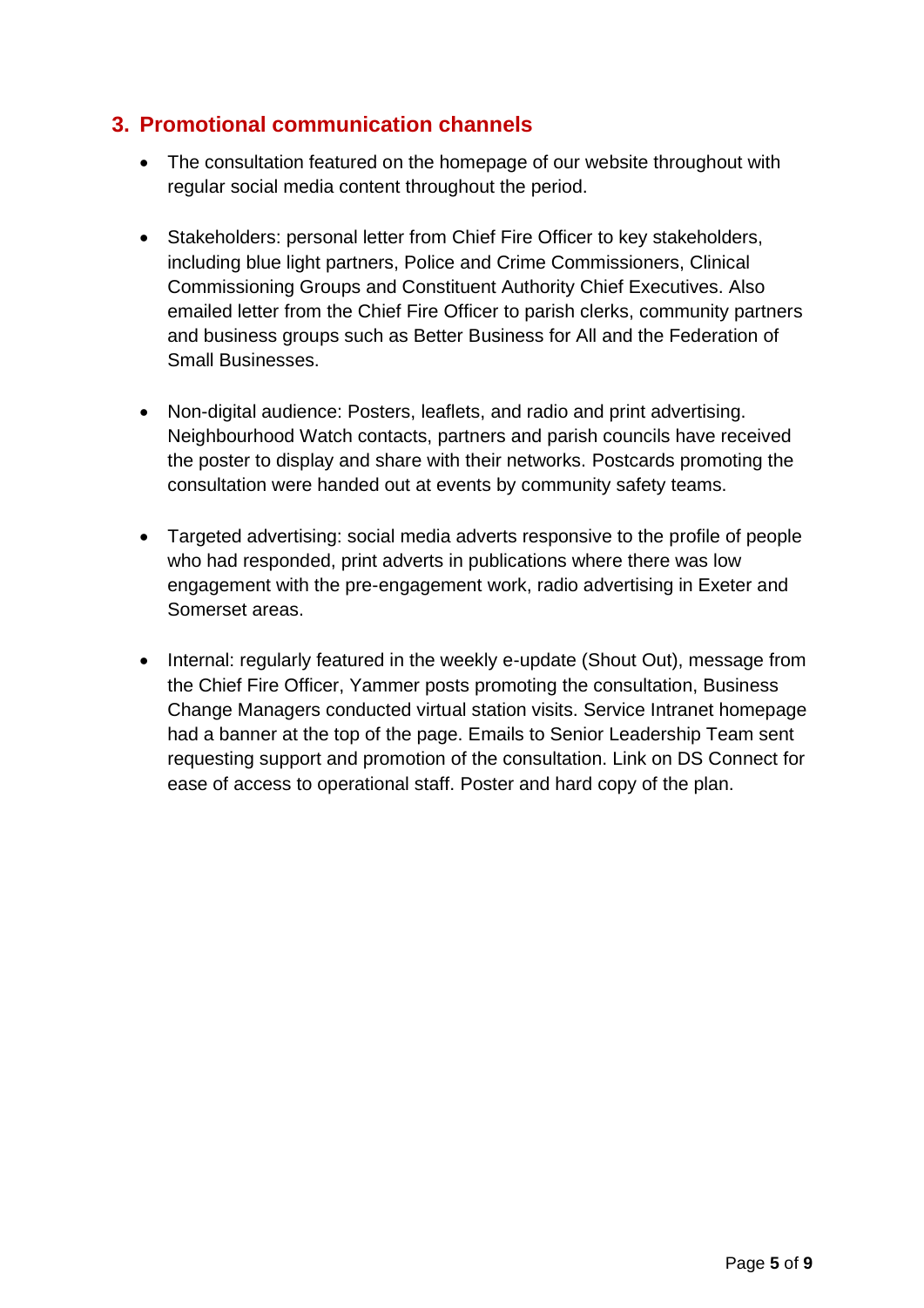## 3. Promotional communication channels

- The consultation featured on the homepage of our website throughout with regular social media content throughout the period.

- Stakeholders: personal letter from Chief Fire Officer to key stakeholders, including blue light partners, Police and Crime Commissioners, Clinical Commissioning Groups and Constituent Authority Chief Executives. Also emailed letter from the Chief Fire Officer to parish clerks, community partners and business groups such as Better Business for All and the Federation of Small Businesses.

- Non-digital audience: Posters, leaflets, and radio and print advertising. Neighbourhood Watch contacts, partners and parish councils have received the poster to display and share with their networks. Postcards promoting the consultation were handed out at events by community safety teams.

- Targeted advertising: social media adverts responsive to the profile of people who had responded, print adverts in publications where there was low engagement with the pre-engagement work, radio advertising in Exeter and Somerset areas.

- Internal: regularly featured in the weekly e-update (Shout Out), message from the Chief Fire Officer, Yammer posts promoting the consultation, Business Change Managers conducted virtual station visits. Service Intranet homepage had a banner at the top of the page. Emails to Senior Leadership Team sent requesting support and promotion of the consultation. Link on DS Connect for ease of access to operational staff. Poster and hard copy of the plan.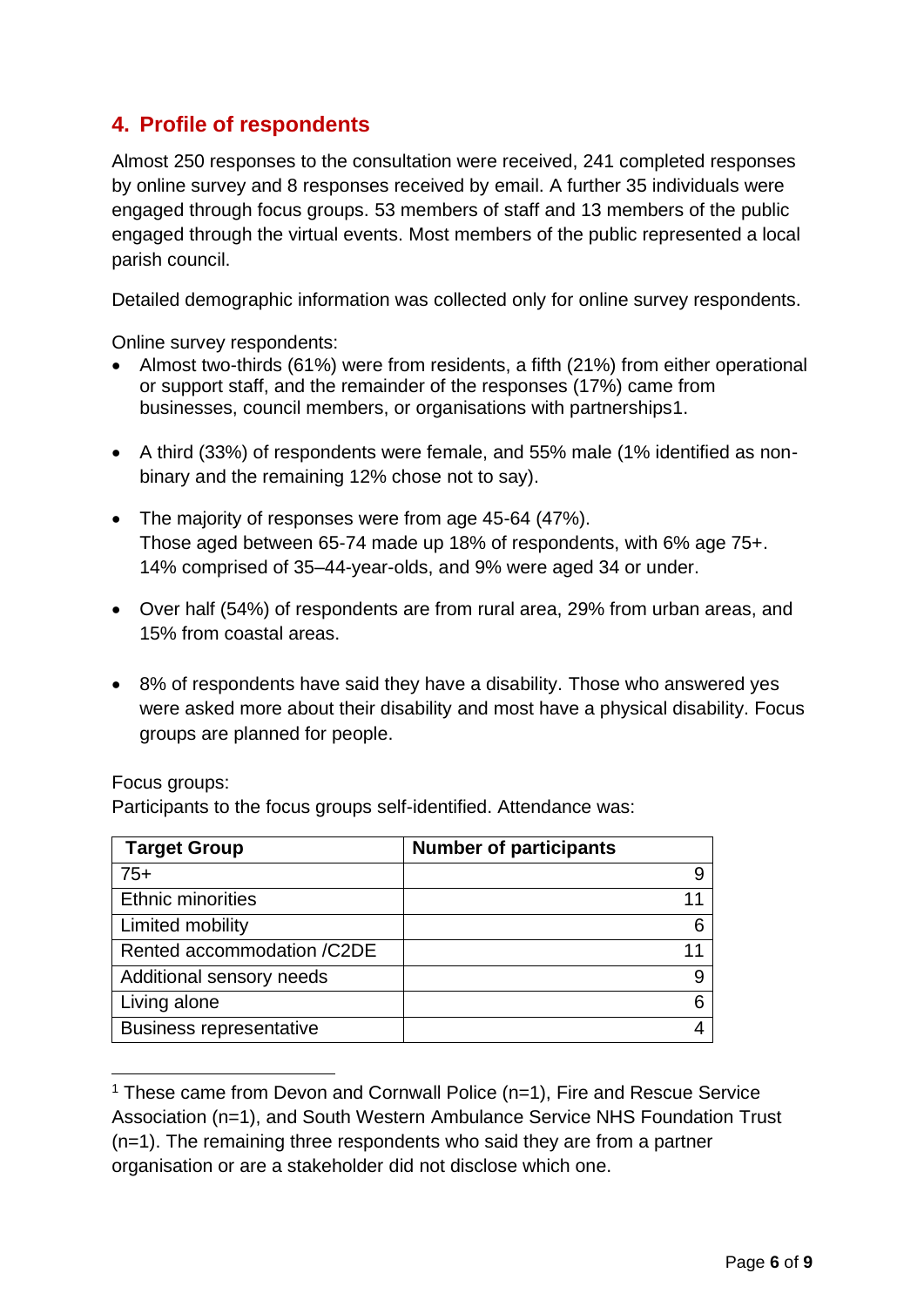## 4. Profile of respondents

Almost 250 responses to the consultation were received, 241 completed responses by online survey and 8 responses received by email. A further 35 individuals were engaged through focus groups. 53 members of staff and 13 members of the public engaged through the virtual events. Most members of the public represented a local parish council.

Detailed demographic information was collected only for online survey respondents.

Online survey respondents:

- Almost two-thirds (61%) were from residents, a fifth (21%) from either operational or support staff, and the remainder of the responses (17%) came from businesses, council members, or organisations with partnerships[1].
- A third (33%) of respondents were female, and 55% male (1% identified as non-binary and the remaining 12% chose not to say).
- The majority of responses were from age 45-64 (47%). Those aged between 65-74 made up 18% of respondents, with 6% age 75+. 14% comprised of 35–44-year-olds, and 9% were aged 34 or under.
- Over half (54%) of respondents are from rural area, 29% from urban areas, and 15% from coastal areas.
- 8% of respondents have said they have a disability. Those who answered yes were asked more about their disability and most have a physical disability. Focus groups are planned for people.

Focus groups:
Participants to the focus groups self-identified. Attendance was:

| Target Group | Number of participants |
|---|---|
| 75+ | 9 |
| Ethnic minorities | 11 |
| Limited mobility | 6 |
| Rented accommodation /C2DE | 11 |
| Additional sensory needs | 9 |
| Living alone | 6 |
| Business representative | 4 |

[1] These came from Devon and Cornwall Police (n=1), Fire and Rescue Service Association (n=1), and South Western Ambulance Service NHS Foundation Trust (n=1). The remaining three respondents who said they are from a partner organisation or are a stakeholder did not disclose which one.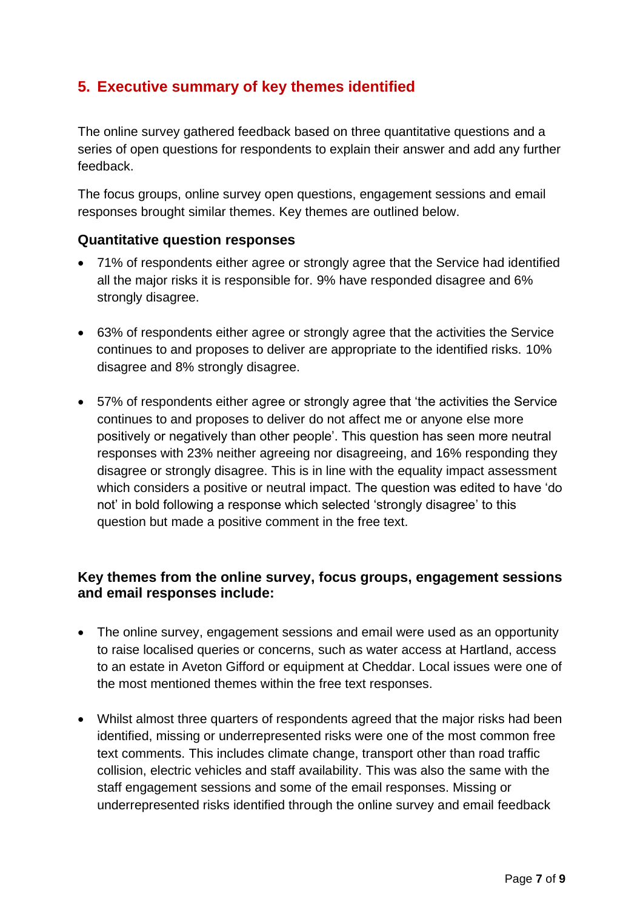## 5. Executive summary of key themes identified

The online survey gathered feedback based on three quantitative questions and a series of open questions for respondents to explain their answer and add any further feedback.

The focus groups, online survey open questions, engagement sessions and email responses brought similar themes. Key themes are outlined below.

### Quantitative question responses

- 71% of respondents either agree or strongly agree that the Service had identified all the major risks it is responsible for. 9% have responded disagree and 6% strongly disagree.

- 63% of respondents either agree or strongly agree that the activities the Service continues to and proposes to deliver are appropriate to the identified risks. 10% disagree and 8% strongly disagree.

- 57% of respondents either agree or strongly agree that 'the activities the Service continues to and proposes to deliver do not affect me or anyone else more positively or negatively than other people'. This question has seen more neutral responses with 23% neither agreeing nor disagreeing, and 16% responding they disagree or strongly disagree. This is in line with the equality impact assessment which considers a positive or neutral impact. The question was edited to have 'do not' in bold following a response which selected 'strongly disagree' to this question but made a positive comment in the free text.

### Key themes from the online survey, focus groups, engagement sessions and email responses include:

- The online survey, engagement sessions and email were used as an opportunity to raise localised queries or concerns, such as water access at Hartland, access to an estate in Aveton Gifford or equipment at Cheddar. Local issues were one of the most mentioned themes within the free text responses.

- Whilst almost three quarters of respondents agreed that the major risks had been identified, missing or underrepresented risks were one of the most common free text comments. This includes climate change, transport other than road traffic collision, electric vehicles and staff availability. This was also the same with the staff engagement sessions and some of the email responses. Missing or underrepresented risks identified through the online survey and email feedback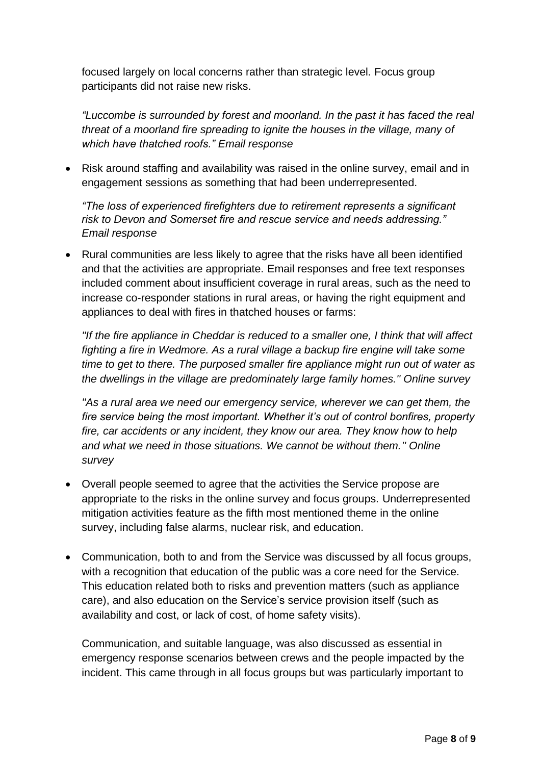focused largely on local concerns rather than strategic level. Focus group participants did not raise new risks.

*“Luccombe is surrounded by forest and moorland. In the past it has faced the real threat of a moorland fire spreading to ignite the houses in the village, many of which have thatched roofs.” Email response*

- Risk around staffing and availability was raised in the online survey, email and in engagement sessions as something that had been underrepresented.

  *“The loss of experienced firefighters due to retirement represents a significant risk to Devon and Somerset fire and rescue service and needs addressing.” Email response*

- Rural communities are less likely to agree that the risks have all been identified and that the activities are appropriate. Email responses and free text responses included comment about insufficient coverage in rural areas, such as the need to increase co-responder stations in rural areas, or having the right equipment and appliances to deal with fires in thatched houses or farms:

  *"If the fire appliance in Cheddar is reduced to a smaller one, I think that will affect fighting a fire in Wedmore. As a rural village a backup fire engine will take some time to get to there. The purposed smaller fire appliance might run out of water as the dwellings in the village are predominately large family homes." Online survey*

  *"As a rural area we need our emergency service, wherever we can get them, the fire service being the most important. Whether it’s out of control bonfires, property fire, car accidents or any incident, they know our area. They know how to help and what we need in those situations. We cannot be without them." Online survey*

- Overall people seemed to agree that the activities the Service propose are appropriate to the risks in the online survey and focus groups. Underrepresented mitigation activities feature as the fifth most mentioned theme in the online survey, including false alarms, nuclear risk, and education.

- Communication, both to and from the Service was discussed by all focus groups, with a recognition that education of the public was a core need for the Service. This education related both to risks and prevention matters (such as appliance care), and also education on the Service’s service provision itself (such as availability and cost, or lack of cost, of home safety visits).

  Communication, and suitable language, was also discussed as essential in emergency response scenarios between crews and the people impacted by the incident. This came through in all focus groups but was particularly important to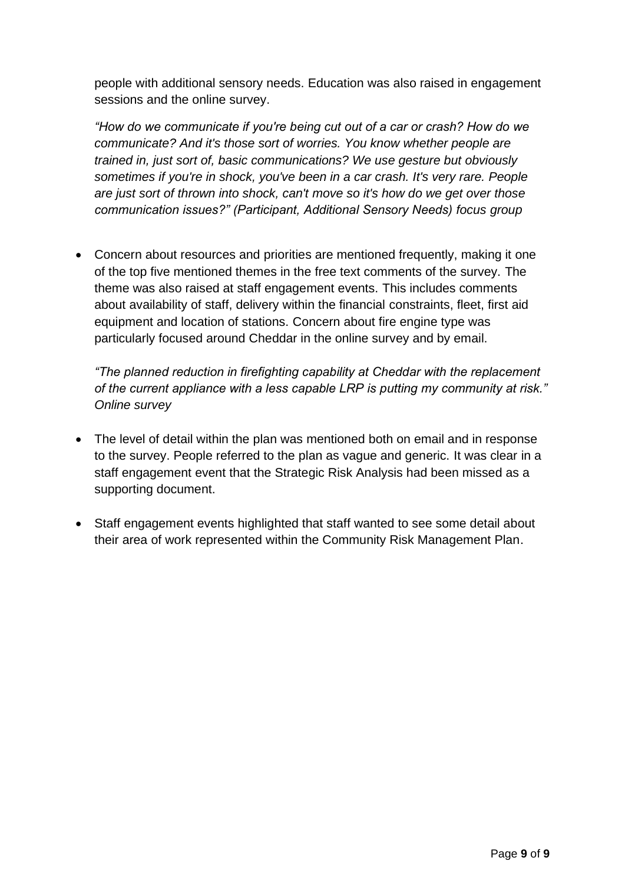people with additional sensory needs. Education was also raised in engagement sessions and the online survey.

*"How do we communicate if you're being cut out of a car or crash? How do we communicate? And it's those sort of worries. You know whether people are trained in, just sort of, basic communications? We use gesture but obviously sometimes if you're in shock, you've been in a car crash. It's very rare. People are just sort of thrown into shock, can't move so it's how do we get over those communication issues?" (Participant, Additional Sensory Needs) focus group*

- Concern about resources and priorities are mentioned frequently, making it one of the top five mentioned themes in the free text comments of the survey. The theme was also raised at staff engagement events. This includes comments about availability of staff, delivery within the financial constraints, fleet, first aid equipment and location of stations. Concern about fire engine type was particularly focused around Cheddar in the online survey and by email.

  *"The planned reduction in firefighting capability at Cheddar with the replacement of the current appliance with a less capable LRP is putting my community at risk." Online survey*

- The level of detail within the plan was mentioned both on email and in response to the survey. People referred to the plan as vague and generic. It was clear in a staff engagement event that the Strategic Risk Analysis had been missed as a supporting document.

- Staff engagement events highlighted that staff wanted to see some detail about their area of work represented within the Community Risk Management Plan.